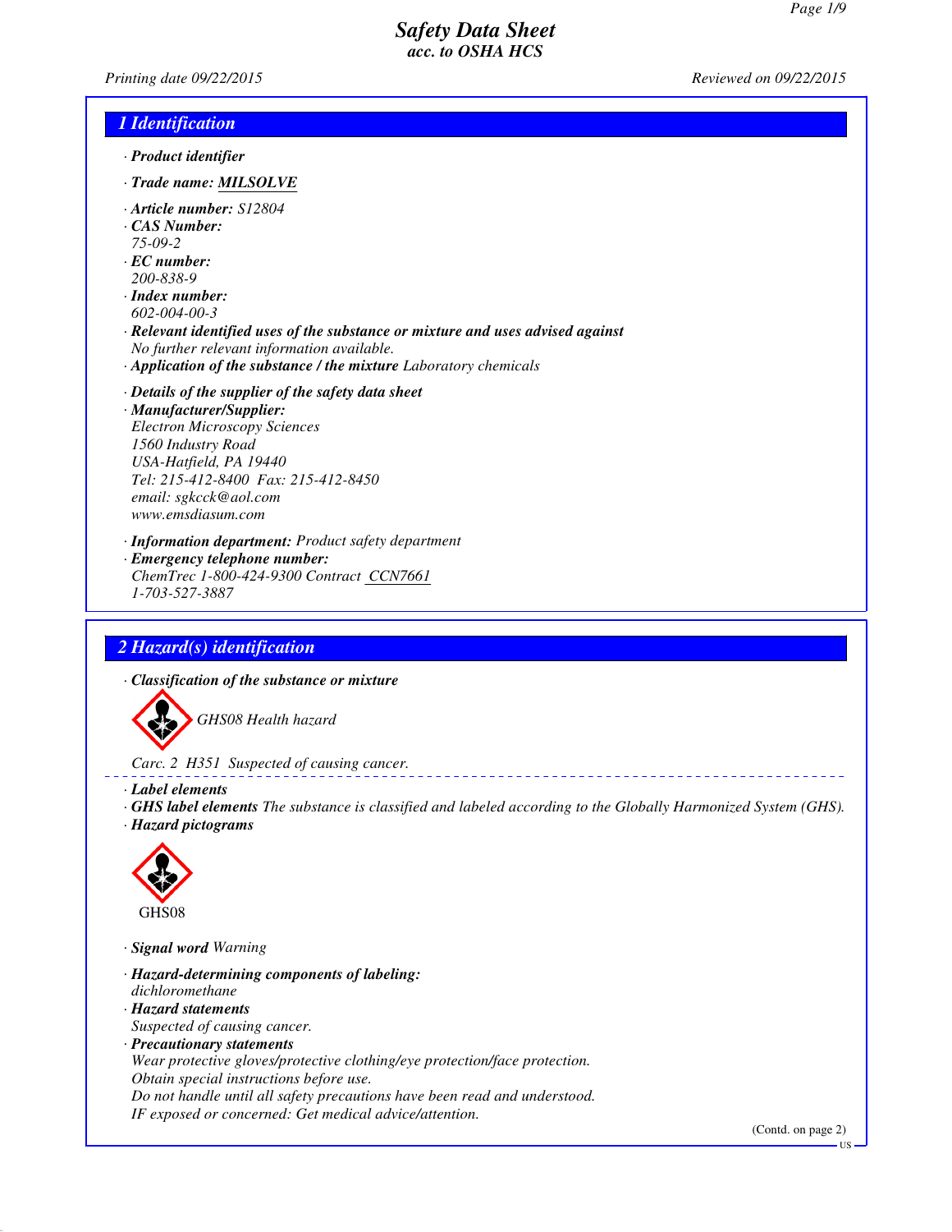# Safety Data Sheet
## acc. to OSHA HCS

*Printing date 09/22/2015* *Reviewed on 09/22/2015*

## 1 Identification

· **Product identifier**

· **Trade name: MILSOLVE**

· **Article number:** S12804
· **CAS Number:**
75-09-2
· **EC number:**
200-838-9
· **Index number:**
602-004-00-3
· **Relevant identified uses of the substance or mixture and uses advised against**
No further relevant information available.
· **Application of the substance / the mixture** Laboratory chemicals

· **Details of the supplier of the safety data sheet**
· **Manufacturer/Supplier:**
Electron Microscopy Sciences
1560 Industry Road
USA-Hatfield, PA 19440
Tel: 215-412-8400 Fax: 215-412-8450
email: sgkcck@aol.com
www.emsdiasum.com

· **Information department:** Product safety department
· **Emergency telephone number:**
ChemTrec 1-800-424-9300 Contract CCN7661
1-703-527-3887

## 2 Hazard(s) identification

· **Classification of the substance or mixture**

GHS08 Health hazard

Carc. 2 H351 Suspected of causing cancer.

· **Label elements**
· **GHS label elements** The substance is classified and labeled according to the Globally Harmonized System (GHS).
· **Hazard pictograms**

GHS08

· **Signal word** Warning

· **Hazard-determining components of labeling:**
dichloromethane
· **Hazard statements**
Suspected of causing cancer.
· **Precautionary statements**
Wear protective gloves/protective clothing/eye protection/face protection.
Obtain special instructions before use.
Do not handle until all safety precautions have been read and understood.
IF exposed or concerned: Get medical advice/attention.

(Contd. on page 2)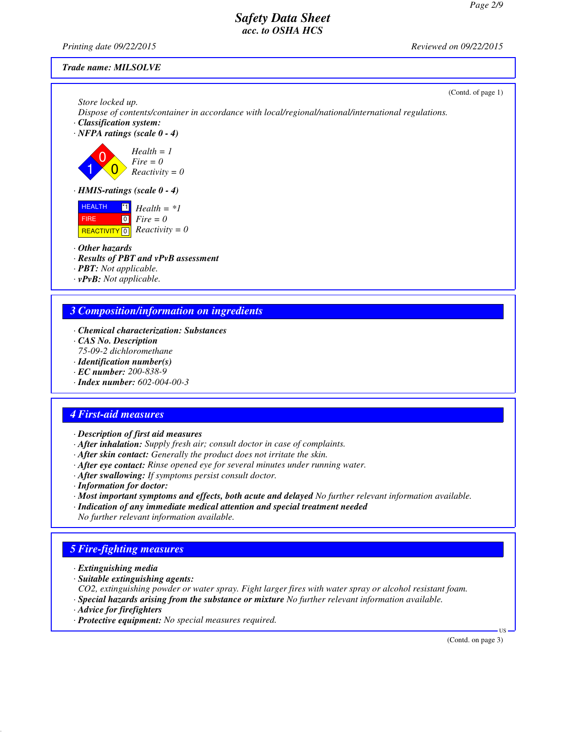Trade name: MILSOLVE

(Contd. of page 1)

Store locked up.
Dispose of contents/container in accordance with local/regional/national/international regulations.

· **Classification system:**
· **NFPA ratings (scale 0 - 4)**

Health = 1
Fire = 0
Reactivity = 0

· **HMIS-ratings (scale 0 - 4)**

| | | |
|---|---|---|
| HEALTH | *1 | Health = *1 |
| FIRE | 0 | Fire = 0 |
| REACTIVITY | 0 | Reactivity = 0 |

· **Other hazards**
· **Results of PBT and vPvB assessment**
· **PBT:** Not applicable.
· **vPvB:** Not applicable.

## 3 Composition/information on ingredients

· **Chemical characterization: Substances**
· **CAS No. Description**
75-09-2 dichloromethane
· **Identification number(s)**
· **EC number:** 200-838-9
· **Index number:** 602-004-00-3

## 4 First-aid measures

· **Description of first aid measures**
· **After inhalation:** Supply fresh air; consult doctor in case of complaints.
· **After skin contact:** Generally the product does not irritate the skin.
· **After eye contact:** Rinse opened eye for several minutes under running water.
· **After swallowing:** If symptoms persist consult doctor.
· **Information for doctor:**
· **Most important symptoms and effects, both acute and delayed** No further relevant information available.
· **Indication of any immediate medical attention and special treatment needed**
No further relevant information available.

## 5 Fire-fighting measures

· **Extinguishing media**
· **Suitable extinguishing agents:**
$CO_2$, extinguishing powder or water spray. Fight larger fires with water spray or alcohol resistant foam.
· **Special hazards arising from the substance or mixture** No further relevant information available.
· **Advice for firefighters**
· **Protective equipment:** No special measures required.

(Contd. on page 3)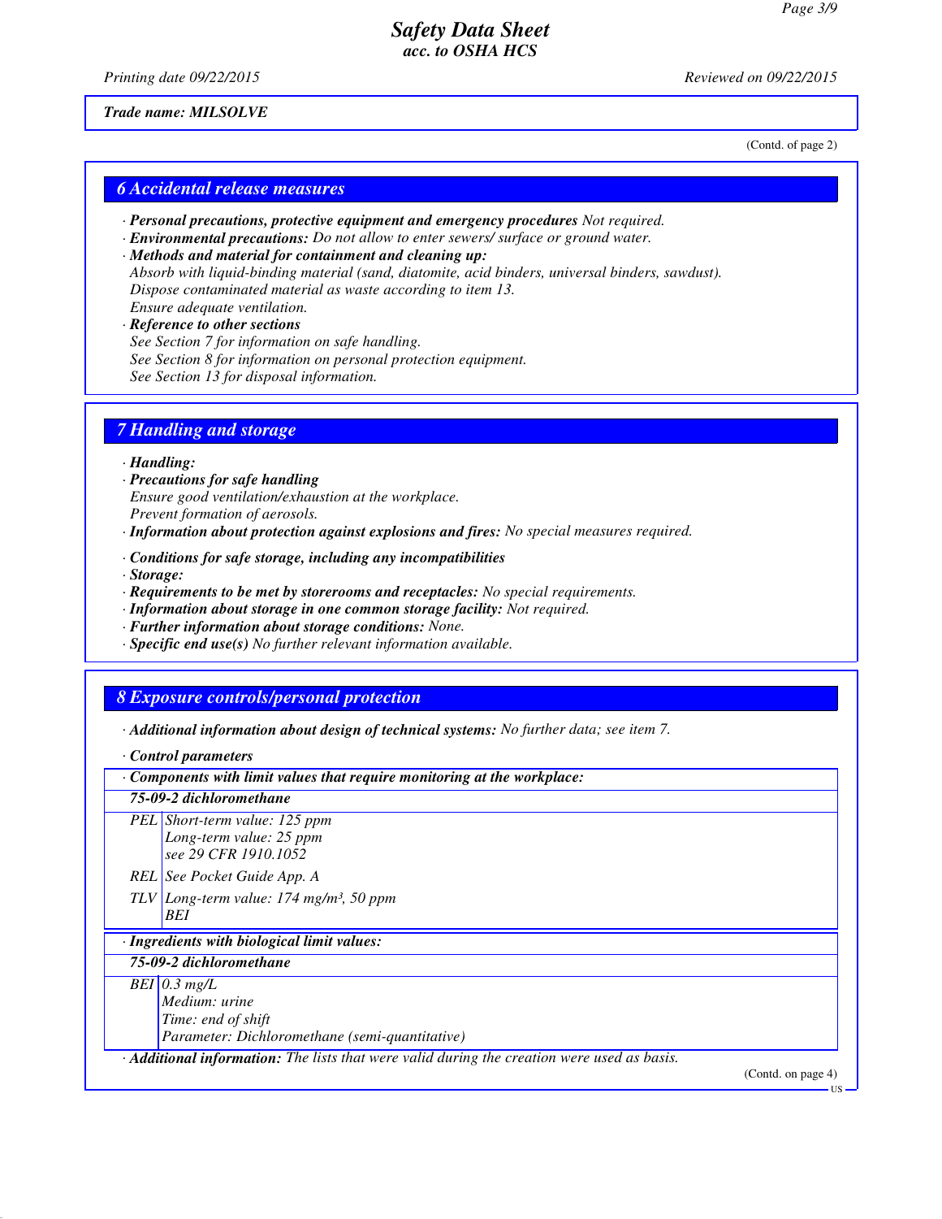(Contd. of page 2)

## 6 Accidental release measures

· **Personal precautions, protective equipment and emergency procedures** Not required.
· **Environmental precautions:** Do not allow to enter sewers/ surface or ground water.
· **Methods and material for containment and cleaning up:**
Absorb with liquid-binding material (sand, diatomite, acid binders, universal binders, sawdust).
Dispose contaminated material as waste according to item 13.
Ensure adequate ventilation.
· **Reference to other sections**
See Section 7 for information on safe handling.
See Section 8 for information on personal protection equipment.
See Section 13 for disposal information.

## 7 Handling and storage

· **Handling:**
· **Precautions for safe handling**
Ensure good ventilation/exhaustion at the workplace.
Prevent formation of aerosols.
· **Information about protection against explosions and fires:** No special measures required.

· **Conditions for safe storage, including any incompatibilities**
· **Storage:**
· **Requirements to be met by storerooms and receptacles:** No special requirements.
· **Information about storage in one common storage facility:** Not required.
· **Further information about storage conditions:** None.
· **Specific end use(s)** No further relevant information available.

## 8 Exposure controls/personal protection

· **Additional information about design of technical systems:** No further data; see item 7.

· **Control parameters**

| · **Components with limit values that require monitoring at the workplace:** | |
|---|---|
| **75-09-2 dichloromethane** | |
| PEL | Short-term value: 125 ppm<br>Long-term value: 25 ppm<br>see 29 CFR 1910.1052 |
| REL | See Pocket Guide App. A |
| TLV | Long-term value: 174 mg/m³, 50 ppm<br>BEI |

| · **Ingredients with biological limit values:** | |
|---|---|
| **75-09-2 dichloromethane** | |
| BEI | 0.3 mg/L<br>Medium: urine<br>Time: end of shift<br>Parameter: Dichloromethane (semi-quantitative) |

· **Additional information:** The lists that were valid during the creation were used as basis.

(Contd. on page 4)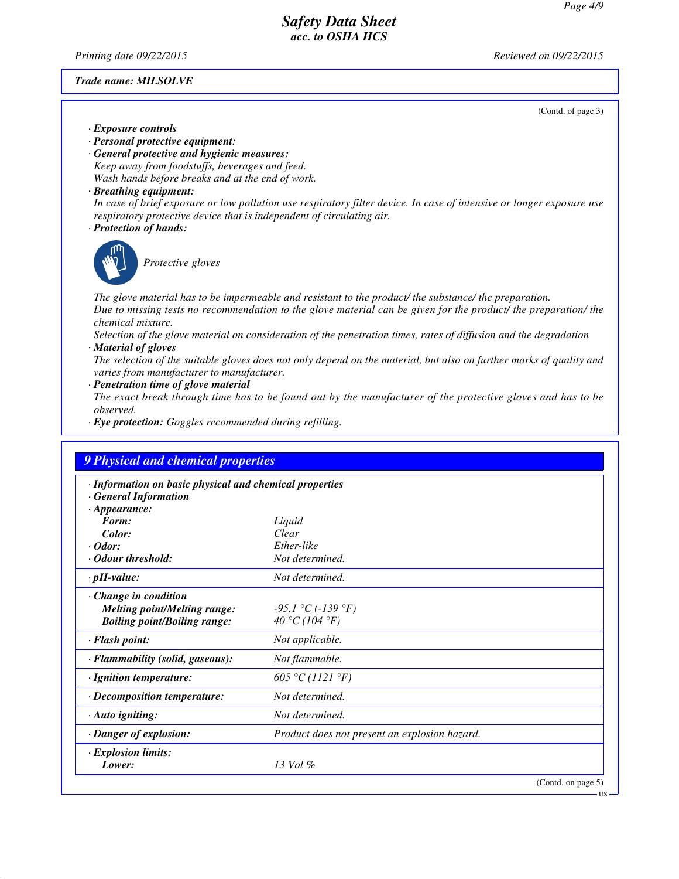**Trade name: MILSOLVE**

(Contd. of page 3)

· **Exposure controls**
· **Personal protective equipment:**
· **General protective and hygienic measures:**
Keep away from foodstuffs, beverages and feed.
Wash hands before breaks and at the end of work.
· **Breathing equipment:**
In case of brief exposure or low pollution use respiratory filter device. In case of intensive or longer exposure use respiratory protective device that is independent of circulating air.
· **Protection of hands:**

Protective gloves

The glove material has to be impermeable and resistant to the product/ the substance/ the preparation.
Due to missing tests no recommendation to the glove material can be given for the product/ the preparation/ the chemical mixture.
Selection of the glove material on consideration of the penetration times, rates of diffusion and the degradation
· **Material of gloves**
The selection of the suitable gloves does not only depend on the material, but also on further marks of quality and varies from manufacturer to manufacturer.
· **Penetration time of glove material**
The exact break through time has to be found out by the manufacturer of the protective gloves and has to be observed.
· **Eye protection:** Goggles recommended during refilling.

## 9 Physical and chemical properties

· **Information on basic physical and chemical properties**
· **General Information**

| | |
|---|---|
| · **Appearance:** | |
| **Form:** | Liquid |
| **Color:** | Clear |
| · **Odor:** | Ether-like |
| · **Odour threshold:** | Not determined. |
| · **pH-value:** | Not determined. |
| · **Change in condition** | |
| **Melting point/Melting range:** | -95.1 °C (-139 °F) |
| **Boiling point/Boiling range:** | 40 °C (104 °F) |
| · **Flash point:** | Not applicable. |
| · **Flammability (solid, gaseous):** | Not flammable. |
| · **Ignition temperature:** | 605 °C (1121 °F) |
| · **Decomposition temperature:** | Not determined. |
| · **Auto igniting:** | Not determined. |
| · **Danger of explosion:** | Product does not present an explosion hazard. |
| · **Explosion limits:** | |
| **Lower:** | 13 Vol % |

(Contd. on page 5)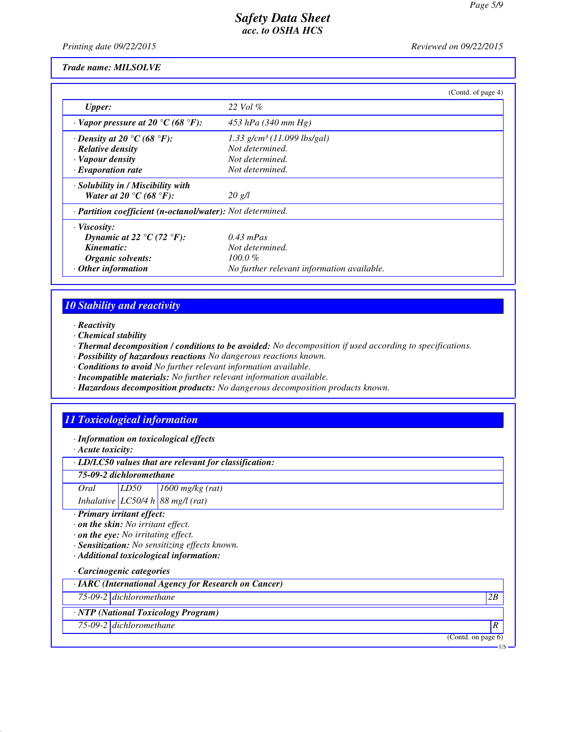*Trade name: MILSOLVE*

(Contd. of page 4)

| | |
|---|---|
| *Upper:* | 22 Vol % |
| · *Vapor pressure at 20 °C (68 °F):* | 453 hPa (340 mm Hg) |
| · *Density at 20 °C (68 °F):* | 1.33 g/cm³ (11.099 lbs/gal) |
| · *Relative density* | Not determined. |
| · *Vapour density* | Not determined. |
| · *Evaporation rate* | Not determined. |
| · *Solubility in / Miscibility with Water at 20 °C (68 °F):* | 20 g/l |
| · *Partition coefficient (n-octanol/water):* | Not determined. |
| · *Viscosity:* | |
| *Dynamic at 22 °C (72 °F):* | 0.43 mPas |
| *Kinematic:* | Not determined. |
| *Organic solvents:* | 100.0 % |
| · *Other information* | No further relevant information available. |

## 10 Stability and reactivity

· ***Reactivity***
· ***Chemical stability***
· ***Thermal decomposition / conditions to be avoided:*** *No decomposition if used according to specifications.*
· ***Possibility of hazardous reactions*** *No dangerous reactions known.*
· ***Conditions to avoid*** *No further relevant information available.*
· ***Incompatible materials:*** *No further relevant information available.*
· ***Hazardous decomposition products:*** *No dangerous decomposition products known.*

## 11 Toxicological information

· ***Information on toxicological effects***
· ***Acute toxicity:***

| · *LD/LC50 values that are relevant for classification:* | | |
|---|---|---|
| ***75-09-2 dichloromethane*** | | |
| Oral | LD50 | 1600 mg/kg (rat) |
| Inhalative | LC50/4 h | 88 mg/l (rat) |

· ***Primary irritant effect:***
· ***on the skin:*** *No irritant effect.*
· ***on the eye:*** *No irritating effect.*
· ***Sensitization:*** *No sensitizing effects known.*
· ***Additional toxicological information:***

· ***Carcinogenic categories***

| · *IARC (International Agency for Research on Cancer)* | | |
|---|---|---|
| 75-09-2 | dichloromethane | 2B |

| · *NTP (National Toxicology Program)* | | |
|---|---|---|
| 75-09-2 | dichloromethane | R |

(Contd. on page 6)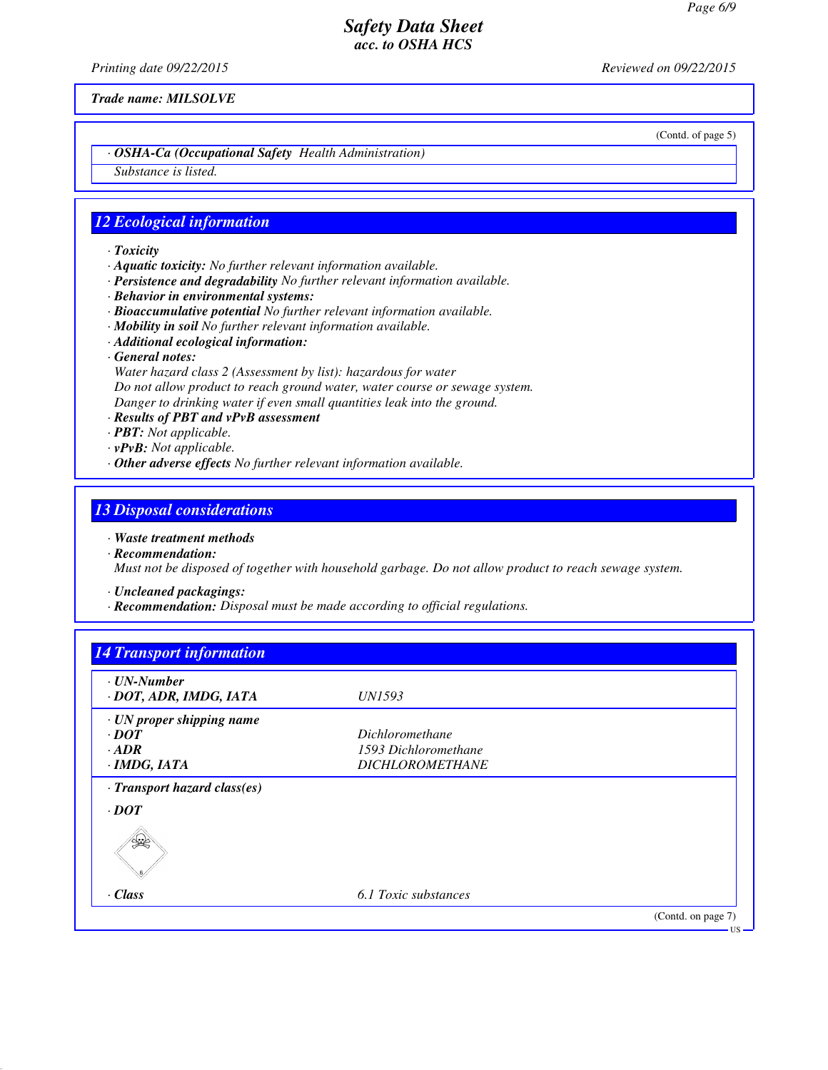Trade name: MILSOLVE

(Contd. of page 5)

· **OSHA-Ca (Occupational Safety Health Administration)**

Substance is listed.

## 12 Ecological information

· **Toxicity**
· **Aquatic toxicity:** No further relevant information available.
· **Persistence and degradability** No further relevant information available.
· **Behavior in environmental systems:**
· **Bioaccumulative potential** No further relevant information available.
· **Mobility in soil** No further relevant information available.
· **Additional ecological information:**
· **General notes:**
Water hazard class 2 (Assessment by list): hazardous for water
Do not allow product to reach ground water, water course or sewage system.
Danger to drinking water if even small quantities leak into the ground.
· **Results of PBT and vPvB assessment**
· **PBT:** Not applicable.
· **vPvB:** Not applicable.
· **Other adverse effects** No further relevant information available.

## 13 Disposal considerations

· **Waste treatment methods**
· **Recommendation:**
Must not be disposed of together with household garbage. Do not allow product to reach sewage system.

· **Uncleaned packagings:**
· **Recommendation:** Disposal must be made according to official regulations.

## 14 Transport information

| | |
|---|---|
| · **UN-Number** | |
| · **DOT, ADR, IMDG, IATA** | UN1593 |
| · **UN proper shipping name** | |
| · **DOT** | Dichloromethane |
| · **ADR** | 1593 Dichloromethane |
| · **IMDG, IATA** | DICHLOROMETHANE |
| · **Transport hazard class(es)** | |
| · **DOT** | |
| · **Class** | 6.1 Toxic substances |

(Contd. on page 7)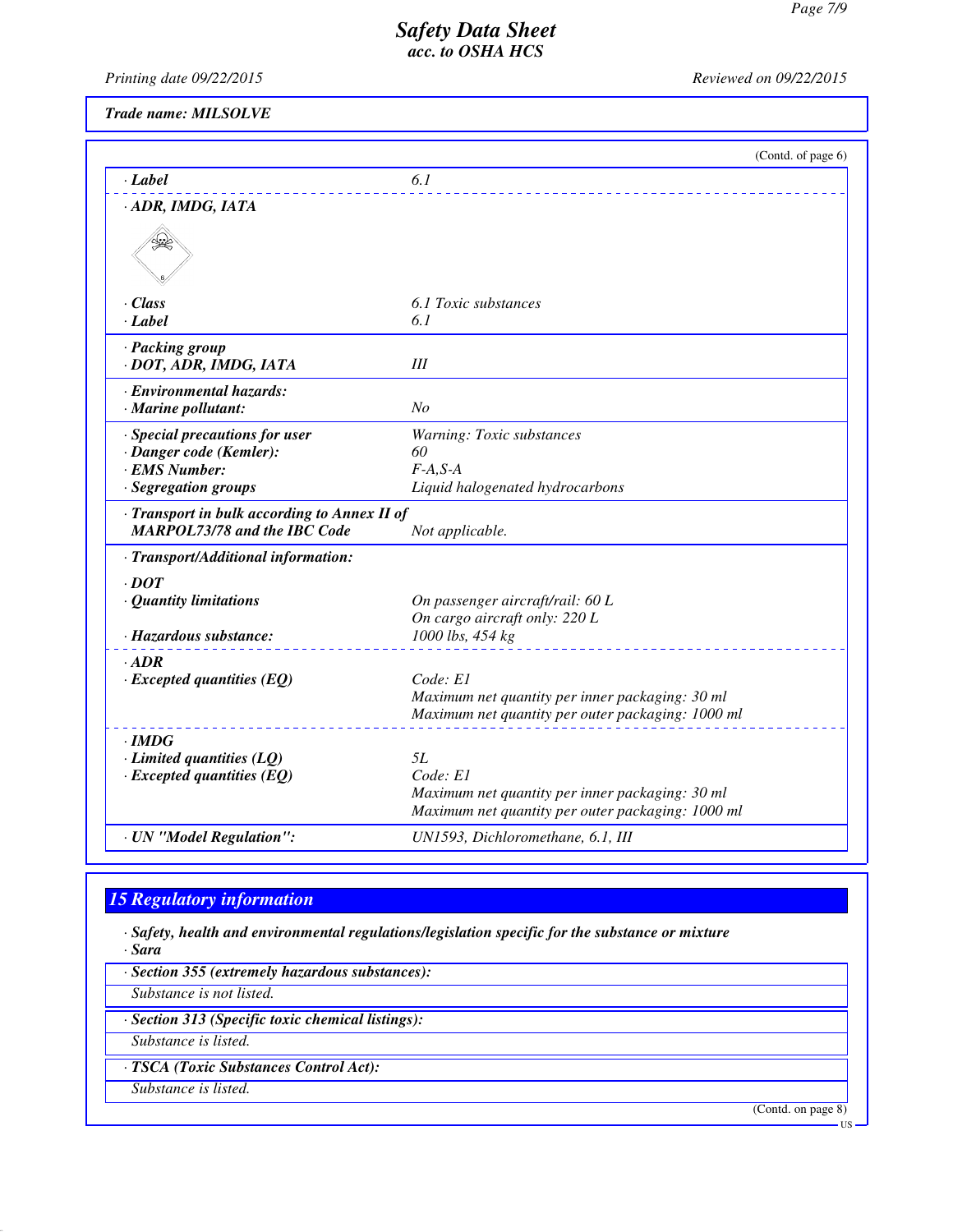**Trade name: MILSOLVE**

(Contd. of page 6)

| | |
|---|---|
| · **Label** | 6.1 |
| · **ADR, IMDG, IATA** | |
| · **Class** | 6.1 Toxic substances |
| · **Label** | 6.1 |
| · **Packing group** | |
| · **DOT, ADR, IMDG, IATA** | III |
| · **Environmental hazards:** | |
| · **Marine pollutant:** | No |
| · **Special precautions for user** | Warning: Toxic substances |
| · **Danger code (Kemler):** | 60 |
| · **EMS Number:** | F-A,S-A |
| · **Segregation groups** | Liquid halogenated hydrocarbons |
| · **Transport in bulk according to Annex II of MARPOL73/78 and the IBC Code** | Not applicable. |
| · **Transport/Additional information:** | |
| · **DOT** | |
| · **Quantity limitations** | On passenger aircraft/rail: 60 L<br>On cargo aircraft only: 220 L |
| · **Hazardous substance:** | 1000 lbs, 454 kg |
| · **ADR** | |
| · **Excepted quantities (EQ)** | Code: E1<br>Maximum net quantity per inner packaging: 30 ml<br>Maximum net quantity per outer packaging: 1000 ml |
| · **IMDG** | |
| · **Limited quantities (LQ)** | 5L |
| · **Excepted quantities (EQ)** | Code: E1<br>Maximum net quantity per inner packaging: 30 ml<br>Maximum net quantity per outer packaging: 1000 ml |
| · **UN "Model Regulation":** | UN1593, Dichloromethane, 6.1, III |

## 15 Regulatory information

· **Safety, health and environmental regulations/legislation specific for the substance or mixture**

· **Sara**

· **Section 355 (extremely hazardous substances):**

Substance is not listed.

· **Section 313 (Specific toxic chemical listings):**

Substance is listed.

· **TSCA (Toxic Substances Control Act):**

Substance is listed.

(Contd. on page 8)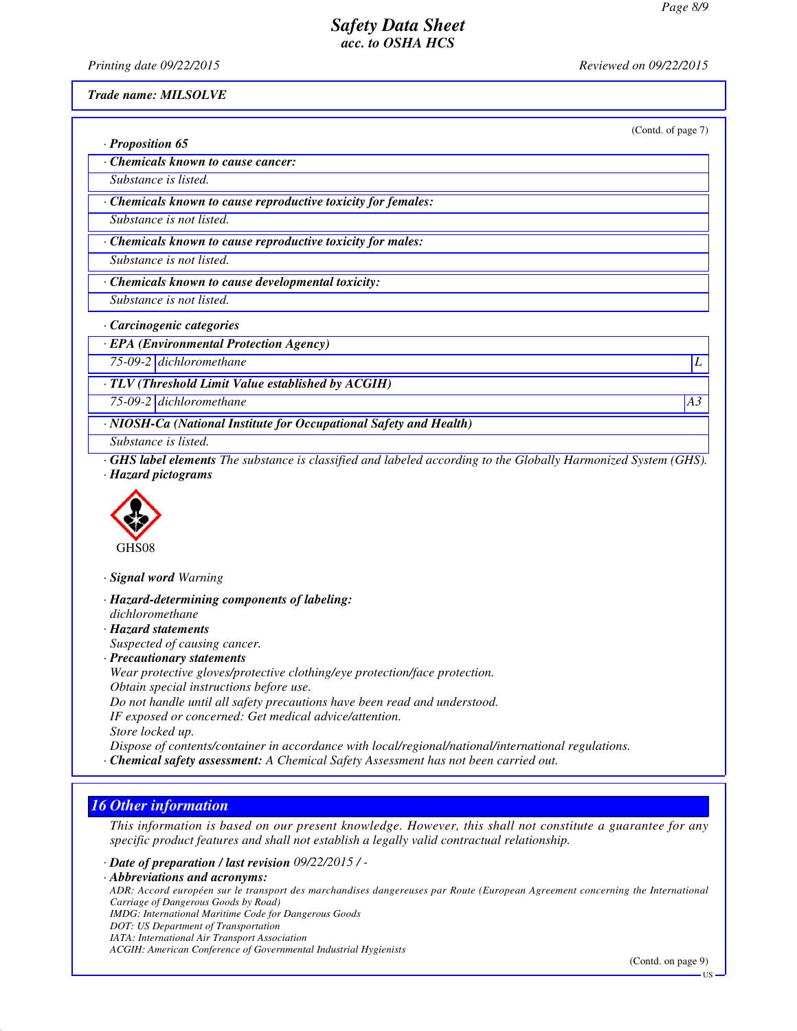(Contd. of page 7)

· **Proposition 65**

· **Chemicals known to cause cancer:**

Substance is listed.

· **Chemicals known to cause reproductive toxicity for females:**

Substance is not listed.

· **Chemicals known to cause reproductive toxicity for males:**

Substance is not listed.

· **Chemicals known to cause developmental toxicity:**

Substance is not listed.

· **Carcinogenic categories**

· **EPA (Environmental Protection Agency)**

| | | |
|---|---|---|
| 75-09-2 | dichloromethane | L |

· **TLV (Threshold Limit Value established by ACGIH)**

| | | |
|---|---|---|
| 75-09-2 | dichloromethane | A3 |

· **NIOSH-Ca (National Institute for Occupational Safety and Health)**

Substance is listed.

· **GHS label elements** The substance is classified and labeled according to the Globally Harmonized System (GHS).

· **Hazard pictograms**

GHS08

· **Signal word** Warning

· **Hazard-determining components of labeling:**

dichloromethane

· **Hazard statements**

Suspected of causing cancer.

· **Precautionary statements**

Wear protective gloves/protective clothing/eye protection/face protection.
Obtain special instructions before use.
Do not handle until all safety precautions have been read and understood.
IF exposed or concerned: Get medical advice/attention.
Store locked up.
Dispose of contents/container in accordance with local/regional/national/international regulations.

· **Chemical safety assessment:** A Chemical Safety Assessment has not been carried out.

## 16 Other information

This information is based on our present knowledge. However, this shall not constitute a guarantee for any specific product features and shall not establish a legally valid contractual relationship.

· **Date of preparation / last revision** 09/22/2015 / -

· **Abbreviations and acronyms:**

ADR: Accord européen sur le transport des marchandises dangereuses par Route (European Agreement concerning the International Carriage of Dangerous Goods by Road)
IMDG: International Maritime Code for Dangerous Goods
DOT: US Department of Transportation
IATA: International Air Transport Association
ACGIH: American Conference of Governmental Industrial Hygienists

(Contd. on page 9)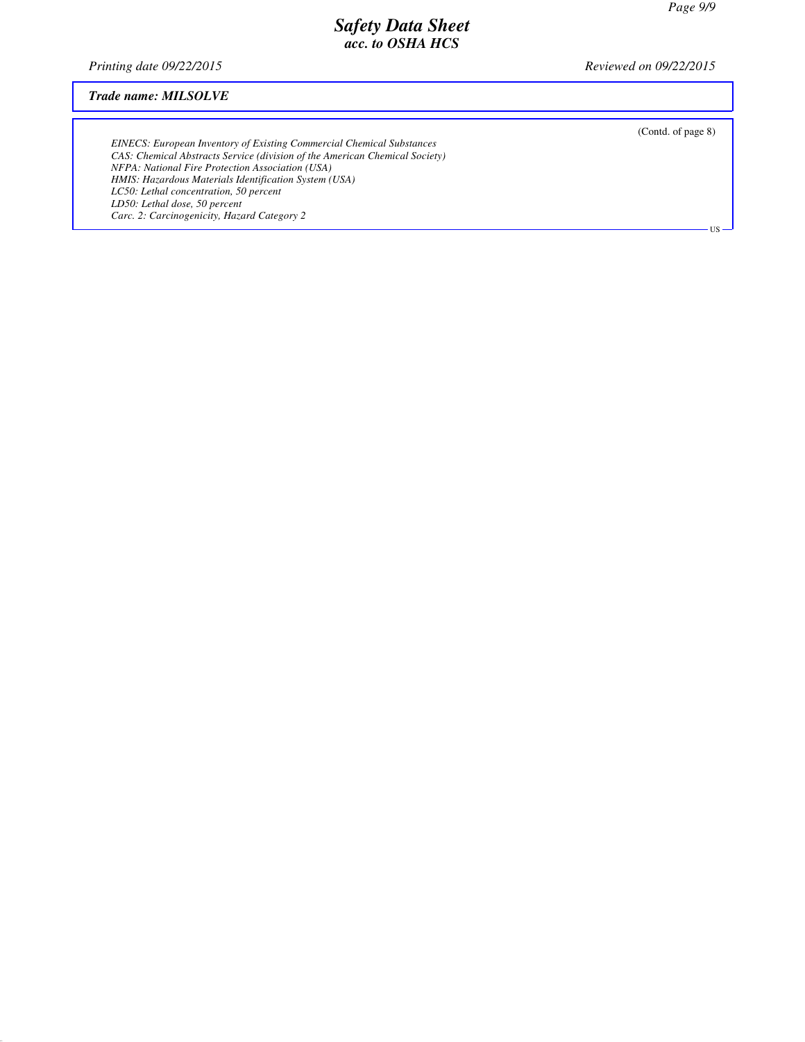*Trade name: MILSOLVE*

(Contd. of page 8)

*EINECS: European Inventory of Existing Commercial Chemical Substances*
*CAS: Chemical Abstracts Service (division of the American Chemical Society)*
*NFPA: National Fire Protection Association (USA)*
*HMIS: Hazardous Materials Identification System (USA)*
*LC50: Lethal concentration, 50 percent*
*LD50: Lethal dose, 50 percent*
*Carc. 2: Carcinogenicity, Hazard Category 2*